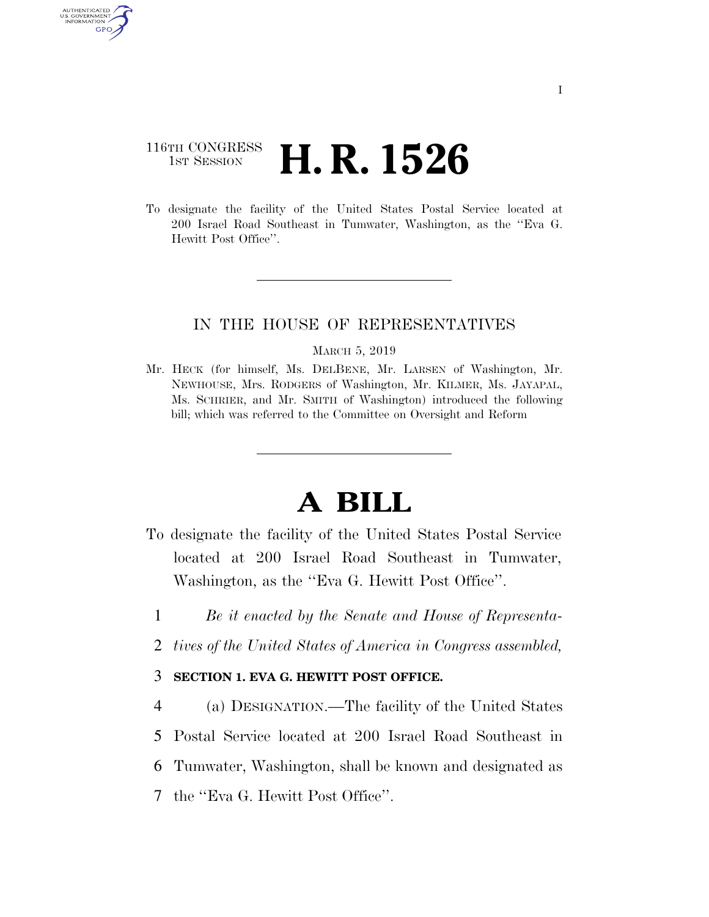116TH CONGRESS
1ST SESSION

# H. R. 1526

To designate the facility of the United States Postal Service located at 200 Israel Road Southeast in Tumwater, Washington, as the ''Eva G. Hewitt Post Office''.

IN THE HOUSE OF REPRESENTATIVES

MARCH 5, 2019

Mr. HECK (for himself, Ms. DELBENE, Mr. LARSEN of Washington, Mr. NEWHOUSE, Mrs. RODGERS of Washington, Mr. KILMER, Ms. JAYAPAL, Ms. SCHRIER, and Mr. SMITH of Washington) introduced the following bill; which was referred to the Committee on Oversight and Reform

# A BILL

To designate the facility of the United States Postal Service located at 200 Israel Road Southeast in Tumwater, Washington, as the ''Eva G. Hewitt Post Office''.

1 *Be it enacted by the Senate and House of Representa-*
2 *tives of the United States of America in Congress assembled,*

3 **SECTION 1. EVA G. HEWITT POST OFFICE.**

4 (a) DESIGNATION.—The facility of the United States
5 Postal Service located at 200 Israel Road Southeast in
6 Tumwater, Washington, shall be known and designated as
7 the ''Eva G. Hewitt Post Office''.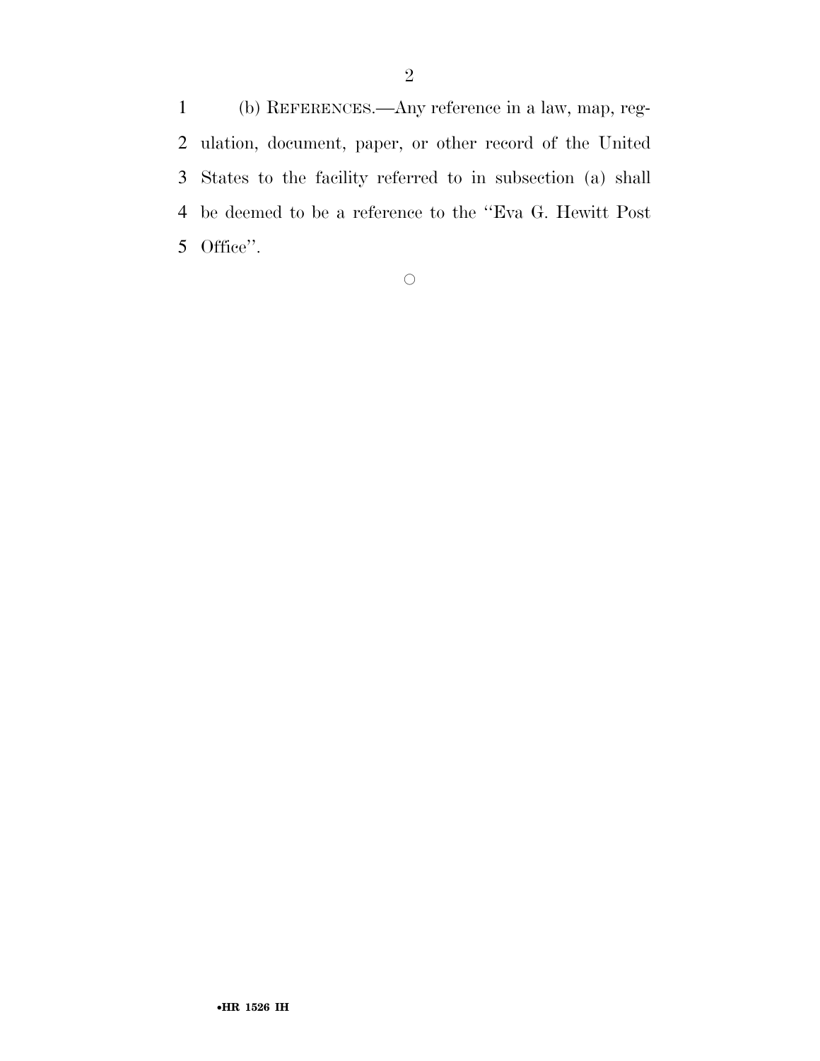(b) References.—Any reference in a law, map, regulation, document, paper, or other record of the United States to the facility referred to in subsection (a) shall be deemed to be a reference to the ''Eva G. Hewitt Post Office''.

○